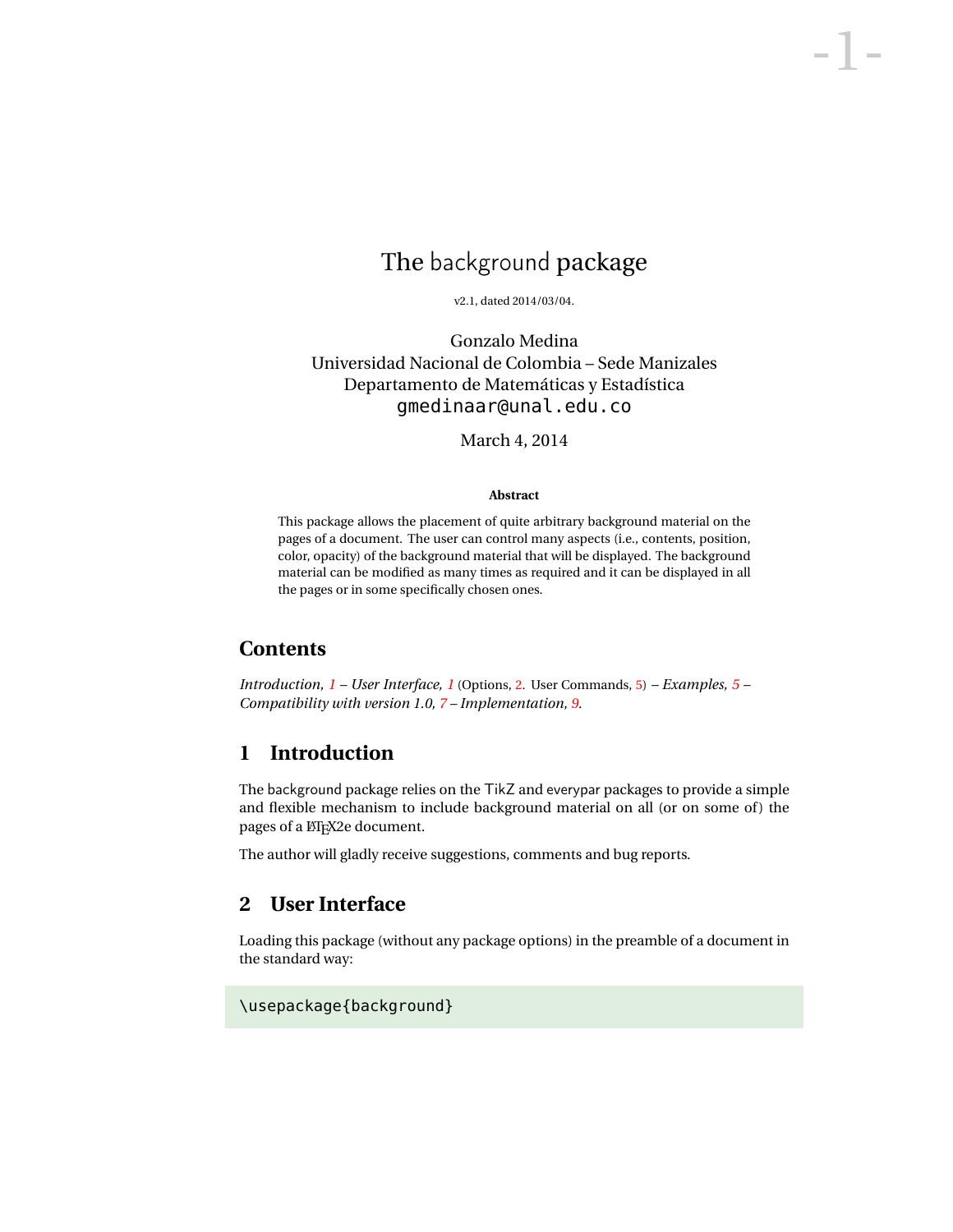# The background package

v2.1, dated 2014/03/04.

Gonzalo Medina
Universidad Nacional de Colombia – Sede Manizales
Departamento de Matemáticas y Estadística
gmedinaar@unal.edu.co

March 4, 2014

**Abstract**

This package allows the placement of quite arbitrary background material on the pages of a document. The user can control many aspects (i.e., contents, position, color, opacity) of the background material that will be displayed. The background material can be modified as many times as required and it can be displayed in all the pages or in some specifically chosen ones.

## Contents

*Introduction, 1 – User Interface, 1* (Options, 2. User Commands, 5) *– Examples, 5 – Compatibility with version 1.0, 7 – Implementation, 9.*

## 1 Introduction

The background package relies on the TikZ and everypar packages to provide a simple and flexible mechanism to include background material on all (or on some of) the pages of a LaTeX2e document.

The author will gladly receive suggestions, comments and bug reports.

## 2 User Interface

Loading this package (without any package options) in the preamble of a document in the standard way:

```
\usepackage{background}
```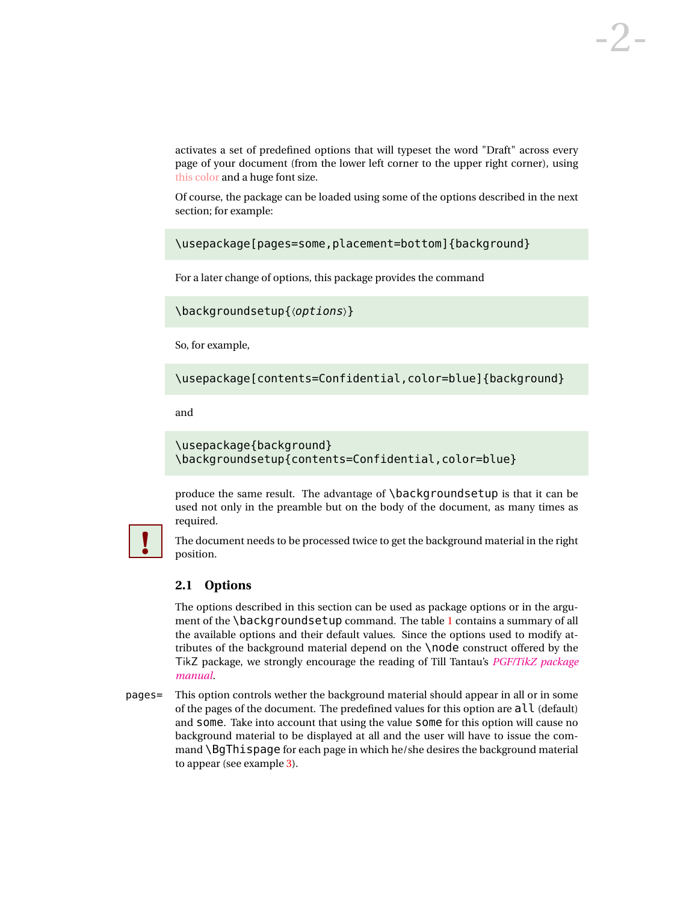activates a set of predefined options that will typeset the word "Draft" across every page of your document (from the lower left corner to the upper right corner), using this color and a huge font size.

Of course, the package can be loaded using some of the options described in the next section; for example:

```
\usepackage[pages=some,placement=bottom]{background}
```

For a later change of options, this package provides the command

```
\backgroundsetup{⟨options⟩}
```

So, for example,

```
\usepackage[contents=Confidential,color=blue]{background}
```

and

```
\usepackage{background}
\backgroundsetup{contents=Confidential,color=blue}
```

produce the same result. The advantage of `\backgroundsetup` is that it can be used not only in the preamble but on the body of the document, as many times as required.

**!** The document needs to be processed twice to get the background material in the right position.

### 2.1 Options

The options described in this section can be used as package options or in the argument of the `\backgroundsetup` command. The table 1 contains a summary of all the available options and their default values. Since the options used to modify attributes of the background material depend on the `\node` construct offered by the TikZ package, we strongly encourage the reading of Till Tantau's *PGF/TikZ package manual*.

`pages=` This option controls wether the background material should appear in all or in some of the pages of the document. The predefined values for this option are `all` (default) and `some`. Take into account that using the value `some` for this option will cause no background material to be displayed at all and the user will have to issue the command `\BgThispage` for each page in which he/she desires the background material to appear (see example 3).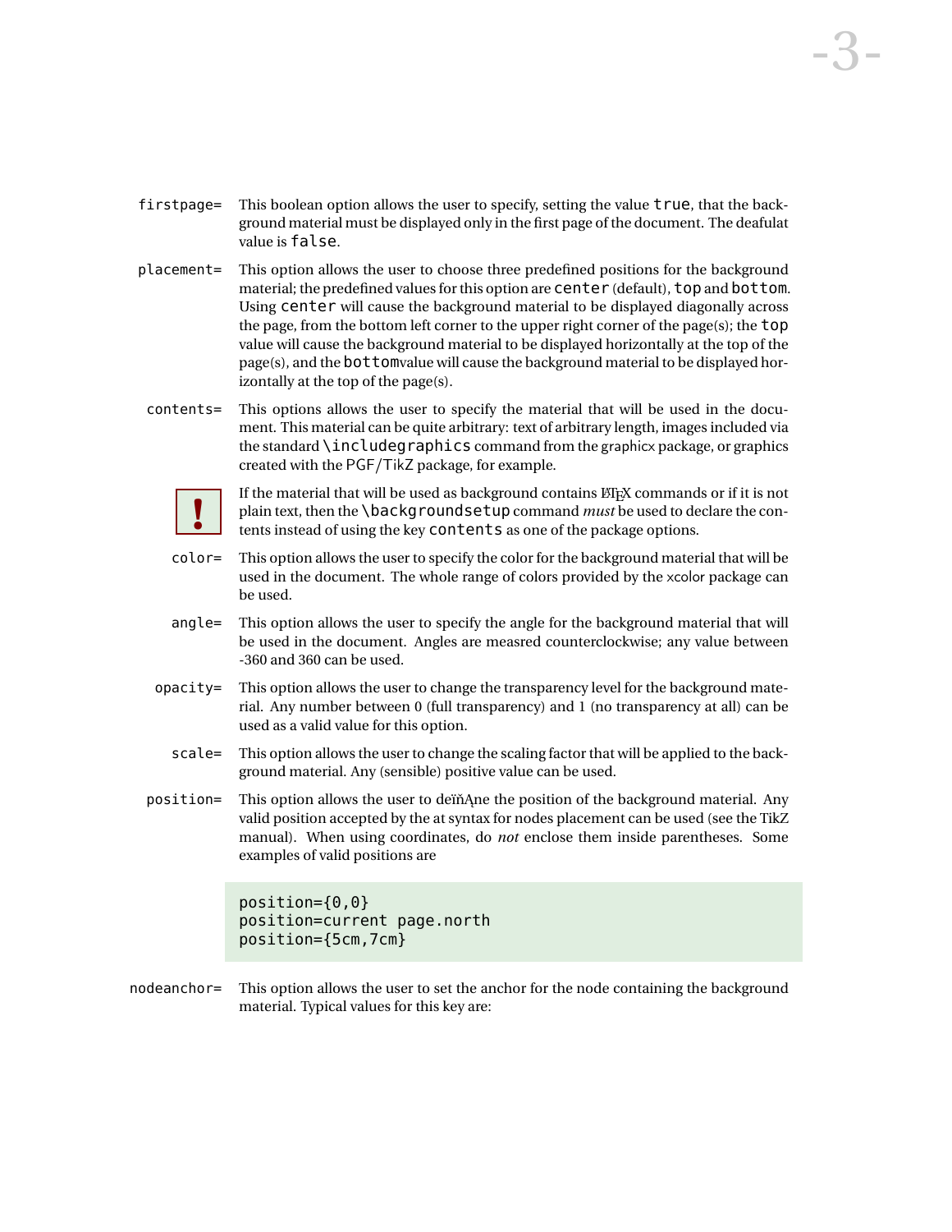`firstpage=` This boolean option allows the user to specify, setting the value `true`, that the background material must be displayed only in the first page of the document. The deafulat value is `false`.

`placement=` This option allows the user to choose three predefined positions for the background material; the predefined values for this option are `center` (default), `top` and `bottom`. Using `center` will cause the background material to be displayed diagonally across the page, from the bottom left corner to the upper right corner of the page(s); the `top` value will cause the background material to be displayed horizontally at the top of the page(s), and the `bottom`value will cause the background material to be displayed horizontally at the top of the page(s).

`contents=` This options allows the user to specify the material that will be used in the document. This material can be quite arbitrary: text of arbitrary length, images included via the standard `\includegraphics` command from the graphicx package, or graphics created with the PGF/TikZ package, for example.

**!** If the material that will be used as background contains LaTeX commands or if it is not plain text, then the `\backgroundsetup` command *must* be used to declare the contents instead of using the key `contents` as one of the package options.

`color=` This option allows the user to specify the color for the background material that will be used in the document. The whole range of colors provided by the xcolor package can be used.

`angle=` This option allows the user to specify the angle for the background material that will be used in the document. Angles are measred counterclockwise; any value between -360 and 360 can be used.

`opacity=` This option allows the user to change the transparency level for the background material. Any number between 0 (full transparency) and 1 (no transparency at all) can be used as a valid value for this option.

`scale=` This option allows the user to change the scaling factor that will be applied to the background material. Any (sensible) positive value can be used.

`position=` This option allows the user to deïňĄne the position of the background material. Any valid position accepted by the at syntax for nodes placement can be used (see the TikZ manual). When using coordinates, do *not* enclose them inside parentheses. Some examples of valid positions are

```
position={0,0}
position=current page.north
position={5cm,7cm}
```

`nodeanchor=` This option allows the user to set the anchor for the node containing the background material. Typical values for this key are: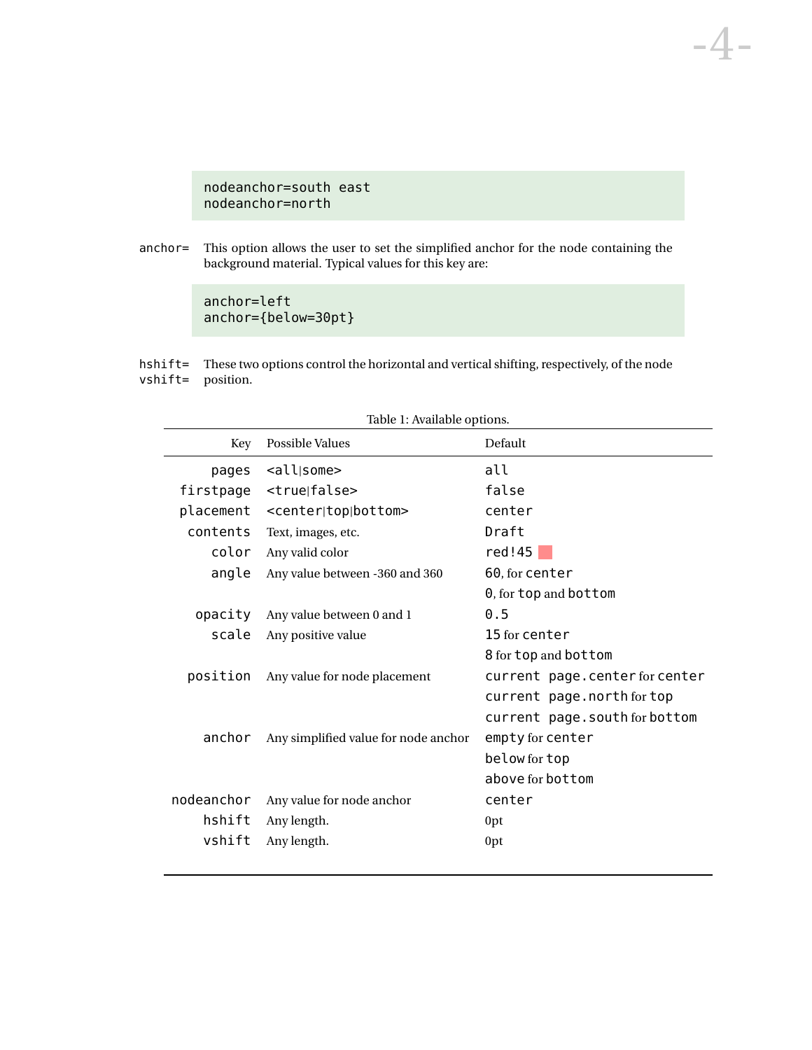```
nodeanchor=south east
nodeanchor=north
```

`anchor=` This option allows the user to set the simplified anchor for the node containing the background material. Typical values for this key are:

```
anchor=left
anchor={below=30pt}
```

`hshift=` `vshift=` These two options control the horizontal and vertical shifting, respectively, of the node position.

Table 1: Available options.

| Key | Possible Values | Default |
|---:|---|---|
| `pages` | `<all|some>` | `all` |
| `firstpage` | `<true|false>` | `false` |
| `placement` | `<center|top|bottom>` | `center` |
| `contents` | Text, images, etc. | `Draft` |
| `color` | Any valid color | `red!45` |
| `angle` | Any value between -360 and 360 | `60`, for `center` |
| | | `0`, for `top` and `bottom` |
| `opacity` | Any value between 0 and 1 | `0.5` |
| `scale` | Any positive value | `15` for `center` |
| | | `8` for `top` and `bottom` |
| `position` | Any value for node placement | `current page.center` for `center` |
| | | `current page.north` for `top` |
| | | `current page.south` for `bottom` |
| `anchor` | Any simplified value for node anchor | `empty` for `center` |
| | | `below` for `top` |
| | | `above` for `bottom` |
| `nodeanchor` | Any value for node anchor | `center` |
| `hshift` | Any length. | 0pt |
| `vshift` | Any length. | 0pt |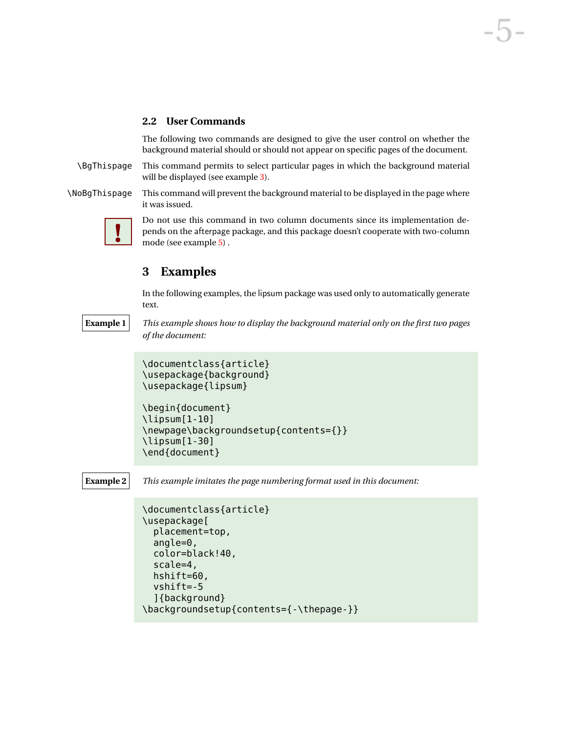### 2.2 User Commands

The following two commands are designed to give the user control on whether the background material should or should not appear on specific pages of the document.

`\BgThispage` This command permits to select particular pages in which the background material will be displayed (see example 3).

`\NoBgThispage` This command will prevent the background material to be displayed in the page where it was issued.

**!** Do not use this command in two column documents since its implementation depends on the afterpage package, and this package doesn't cooperate with two-column mode (see example 5) .

## 3 Examples

In the following examples, the lipsum package was used only to automatically generate text.

**Example 1** *This example shows how to display the background material only on the first two pages of the document:*

```
\documentclass{article}
\usepackage{background}
\usepackage{lipsum}

\begin{document}
\lipsum[1-10]
\newpage\backgroundsetup{contents={}}
\lipsum[1-30]
\end{document}
```

**Example 2** *This example imitates the page numbering format used in this document:*

```
\documentclass{article}
\usepackage[
  placement=top,
  angle=0,
  color=black!40,
  scale=4,
  hshift=60,
  vshift=-5
  ]{background}
\backgroundsetup{contents={-\thepage-}}
```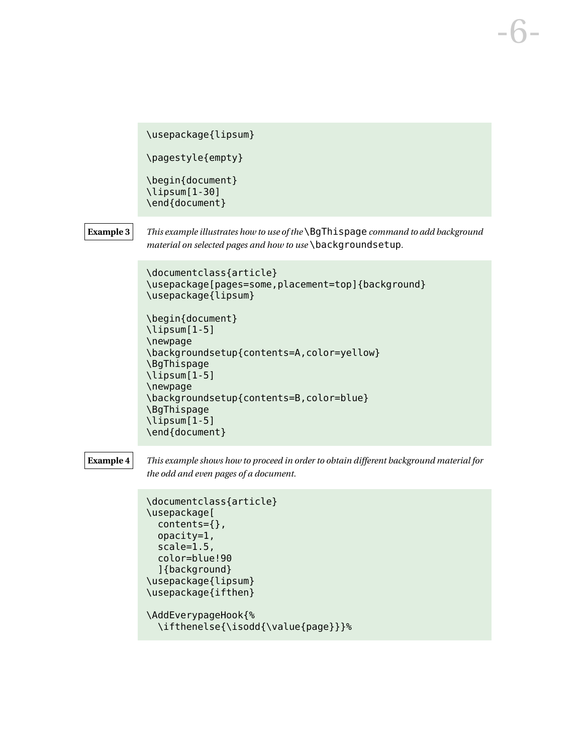```
\usepackage{lipsum}

\pagestyle{empty}

\begin{document}
\lipsum[1-30]
\end{document}
```

**Example 3** *This example illustrates how to use of the* `\BgThispage` *command to add background material on selected pages and how to use* `\backgroundsetup`.

```
\documentclass{article}
\usepackage[pages=some,placement=top]{background}
\usepackage{lipsum}

\begin{document}
\lipsum[1-5]
\newpage
\backgroundsetup{contents=A,color=yellow}
\BgThispage
\lipsum[1-5]
\newpage
\backgroundsetup{contents=B,color=blue}
\BgThispage
\lipsum[1-5]
\end{document}
```

**Example 4** *This example shows how to proceed in order to obtain different background material for the odd and even pages of a document.*

```
\documentclass{article}
\usepackage[
  contents={},
  opacity=1,
  scale=1.5,
  color=blue!90
  ]{background}
\usepackage{lipsum}
\usepackage{ifthen}

\AddEverypageHook{%
  \ifthenelse{\isodd{\value{page}}}%
```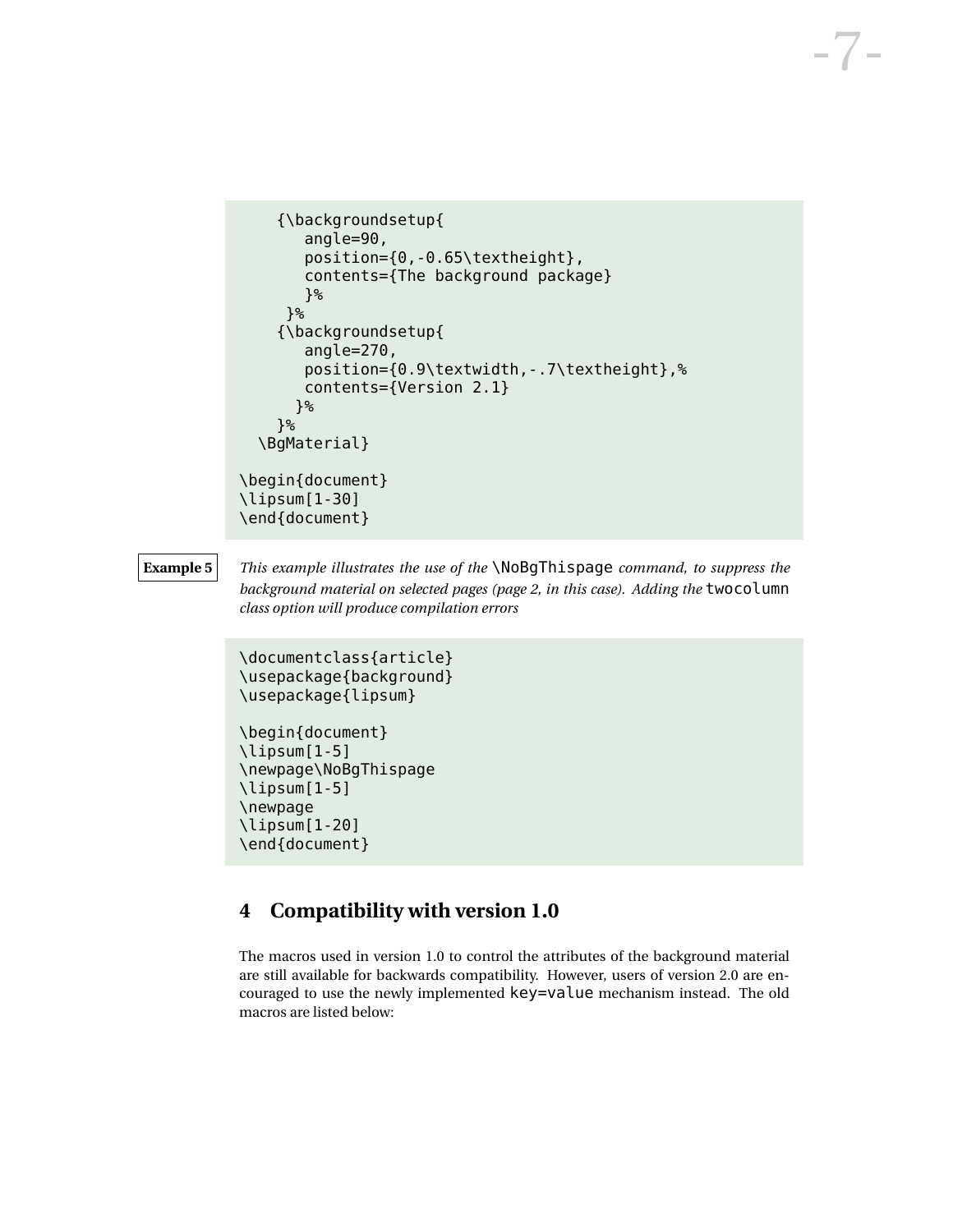```
    {\backgroundsetup{
       angle=90,
       position={0,-0.65\textheight},
       contents={The background package}
       }%
     }%
    {\backgroundsetup{
       angle=270,
       position={0.9\textwidth,-.7\textheight},%
       contents={Version 2.1}
      }%
    }%
  \BgMaterial}

\begin{document}
\lipsum[1-30]
\end{document}
```

**Example 5** *This example illustrates the use of the* `\NoBgThispage` *command, to suppress the background material on selected pages (page 2, in this case). Adding the* `twocolumn` *class option will produce compilation errors*

```
\documentclass{article}
\usepackage{background}
\usepackage{lipsum}

\begin{document}
\lipsum[1-5]
\newpage\NoBgThispage
\lipsum[1-5]
\newpage
\lipsum[1-20]
\end{document}
```

# 4 Compatibility with version 1.0

The macros used in version 1.0 to control the attributes of the background material are still available for backwards compatibility. However, users of version 2.0 are encouraged to use the newly implemented `key=value` mechanism instead. The old macros are listed below: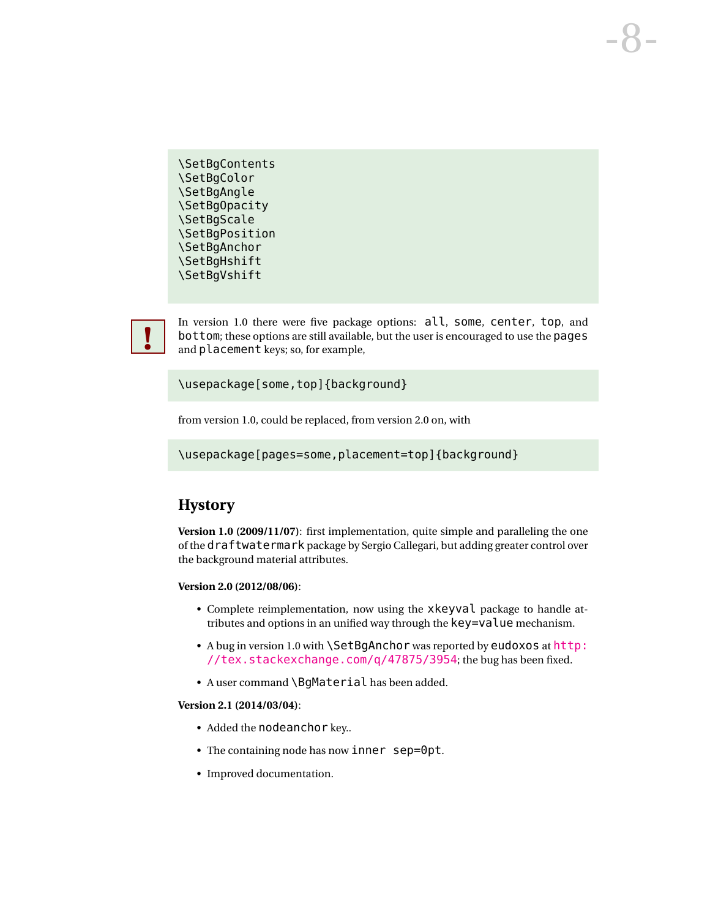```
\SetBgContents
\SetBgColor
\SetBgAngle
\SetBgOpacity
\SetBgScale
\SetBgPosition
\SetBgAnchor
\SetBgHshift
\SetBgVshift
```

**!** In version 1.0 there were five package options: `all`, `some`, `center`, `top`, and `bottom`; these options are still available, but the user is encouraged to use the `pages` and `placement` keys; so, for example,

```
\usepackage[some,top]{background}
```

from version 1.0, could be replaced, from version 2.0 on, with

```
\usepackage[pages=some,placement=top]{background}
```

## Hystory

**Version 1.0 (2009/11/07)**: first implementation, quite simple and paralleling the one of the `draftwatermark` package by Sergio Callegari, but adding greater control over the background material attributes.

**Version 2.0 (2012/08/06)**:

- Complete reimplementation, now using the `xkeyval` package to handle attributes and options in an unified way through the `key=value` mechanism.
- A bug in version 1.0 with `\SetBgAnchor` was reported by `eudoxos` at http://tex.stackexchange.com/q/47875/3954; the bug has been fixed.
- A user command `\BgMaterial` has been added.

**Version 2.1 (2014/03/04)**:

- Added the `nodeanchor` key..
- The containing node has now `inner sep=0pt`.
- Improved documentation.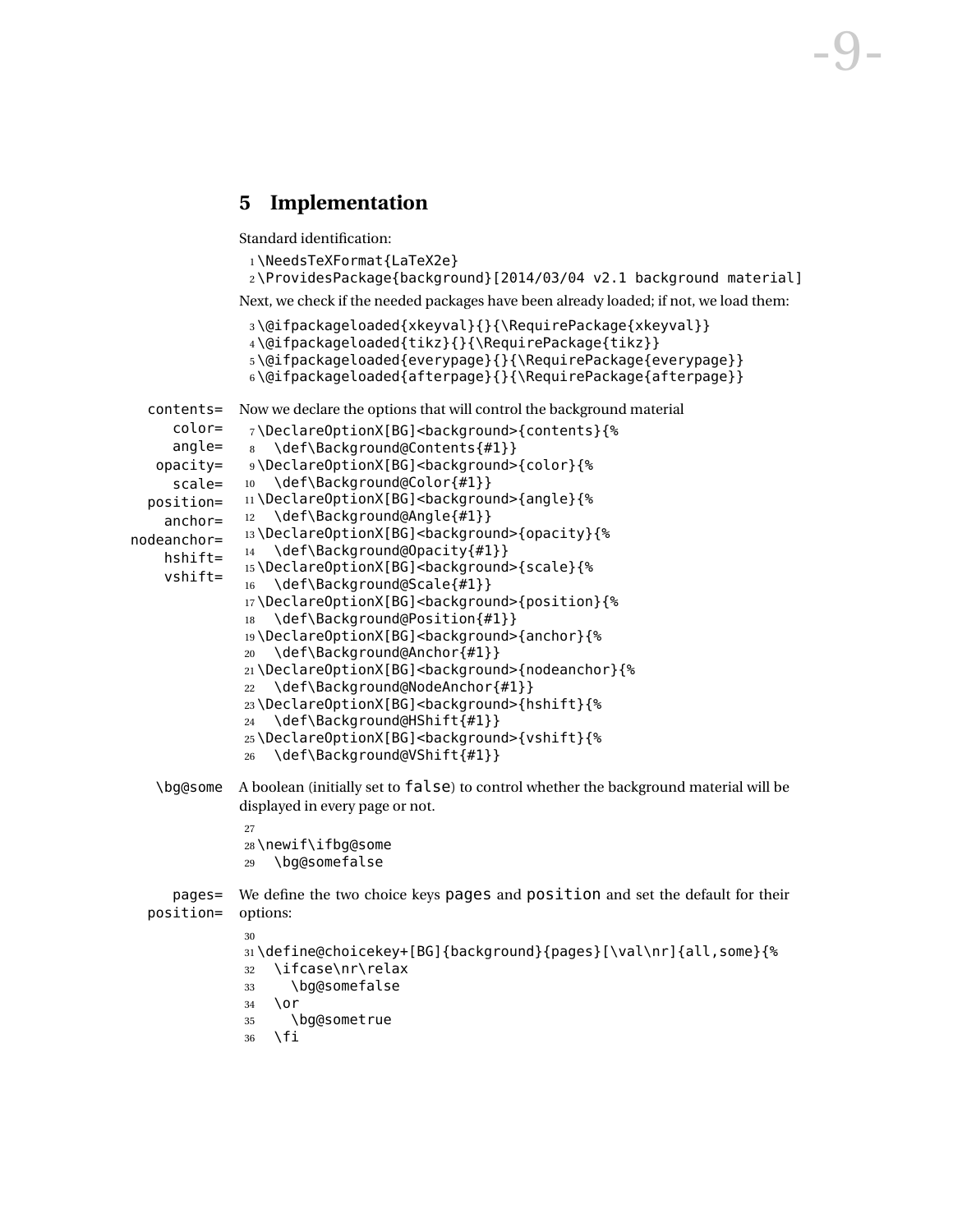## 5 Implementation

Standard identification:

```
1 \NeedsTeXFormat{LaTeX2e}
2 \ProvidesPackage{background}[2014/03/04 v2.1 background material]
```

Next, we check if the needed packages have been already loaded; if not, we load them:

```
3 \@ifpackageloaded{xkeyval}{}{\RequirePackage{xkeyval}}
4 \@ifpackageloaded{tikz}{}{\RequirePackage{tikz}}
5 \@ifpackageloaded{everypage}{}{\RequirePackage{everypage}}
6 \@ifpackageloaded{afterpage}{}{\RequirePackage{afterpage}}
```

contents= color= angle= opacity= scale= position= anchor= nodeanchor= hshift= vshift=

Now we declare the options that will control the background material

```
7 \DeclareOptionX[BG]<background>{contents}{%
8   \def\Background@Contents{#1}}
9 \DeclareOptionX[BG]<background>{color}{%
10   \def\Background@Color{#1}}
11 \DeclareOptionX[BG]<background>{angle}{%
12   \def\Background@Angle{#1}}
13 \DeclareOptionX[BG]<background>{opacity}{%
14   \def\Background@Opacity{#1}}
15 \DeclareOptionX[BG]<background>{scale}{%
16   \def\Background@Scale{#1}}
17 \DeclareOptionX[BG]<background>{position}{%
18   \def\Background@Position{#1}}
19 \DeclareOptionX[BG]<background>{anchor}{%
20   \def\Background@Anchor{#1}}
21 \DeclareOptionX[BG]<background>{nodeanchor}{%
22   \def\Background@NodeAnchor{#1}}
23 \DeclareOptionX[BG]<background>{hshift}{%
24   \def\Background@HShift{#1}}
25 \DeclareOptionX[BG]<background>{vshift}{%
26   \def\Background@VShift{#1}}
```

\bg@some

A boolean (initially set to `false`) to control whether the background material will be displayed in every page or not.

```
27
28 \newif\ifbg@some
29   \bg@somefalse
```

pages= position=

We define the two choice keys `pages` and `position` and set the default for their options:

```
30
31 \define@choicekey+[BG]{background}{pages}[\val\nr]{all,some}{%
32   \ifcase\nr\relax
33     \bg@somefalse
34   \or
35     \bg@sometrue
36   \fi
```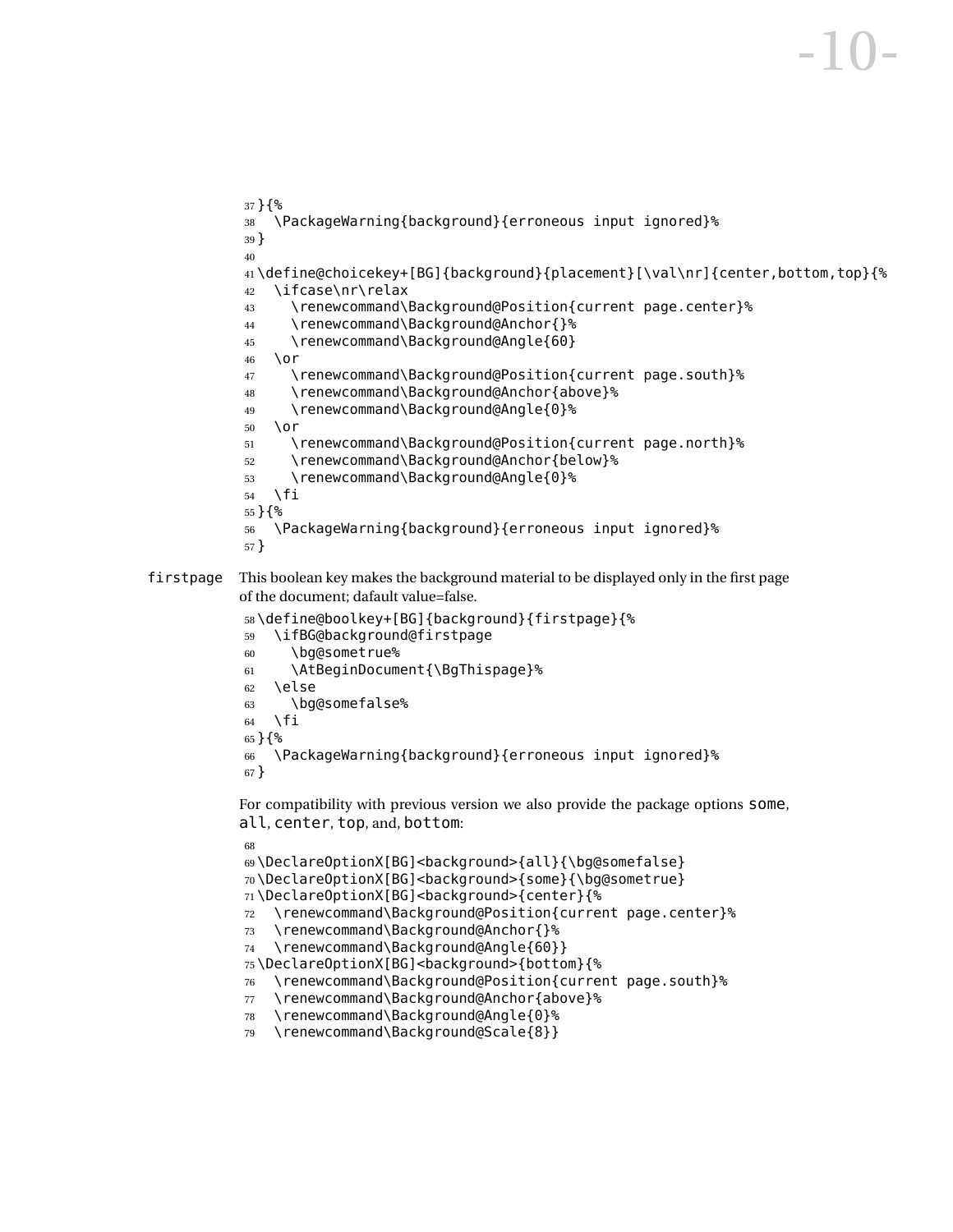```
37 }{%
38   \PackageWarning{background}{erroneous input ignored}%
39 }
40
41 \define@choicekey+[BG]{background}{placement}[\val\nr]{center,bottom,top}{%
42   \ifcase\nr\relax
43     \renewcommand\Background@Position{current page.center}%
44     \renewcommand\Background@Anchor{}%
45     \renewcommand\Background@Angle{60}
46   \or
47     \renewcommand\Background@Position{current page.south}%
48     \renewcommand\Background@Anchor{above}%
49     \renewcommand\Background@Angle{0}%
50   \or
51     \renewcommand\Background@Position{current page.north}%
52     \renewcommand\Background@Anchor{below}%
53     \renewcommand\Background@Angle{0}%
54   \fi
55 }{%
56   \PackageWarning{background}{erroneous input ignored}%
57 }
```

`firstpage` This boolean key makes the background material to be displayed only in the first page of the document; dafault value=false.

```
58 \define@boolkey+[BG]{background}{firstpage}{%
59   \ifBG@background@firstpage
60     \bg@sometrue%
61     \AtBeginDocument{\BgThispage}%
62   \else
63     \bg@somefalse%
64   \fi
65 }{%
66   \PackageWarning{background}{erroneous input ignored}%
67 }
```

For compatibility with previous version we also provide the package options `some`, `all`, `center`, `top`, and, `bottom`:

```
68
69 \DeclareOptionX[BG]<background>{all}{\bg@somefalse}
70 \DeclareOptionX[BG]<background>{some}{\bg@sometrue}
71 \DeclareOptionX[BG]<background>{center}{%
72   \renewcommand\Background@Position{current page.center}%
73   \renewcommand\Background@Anchor{}%
74   \renewcommand\Background@Angle{60}}
75 \DeclareOptionX[BG]<background>{bottom}{%
76   \renewcommand\Background@Position{current page.south}%
77   \renewcommand\Background@Anchor{above}%
78   \renewcommand\Background@Angle{0}%
79   \renewcommand\Background@Scale{8}}
```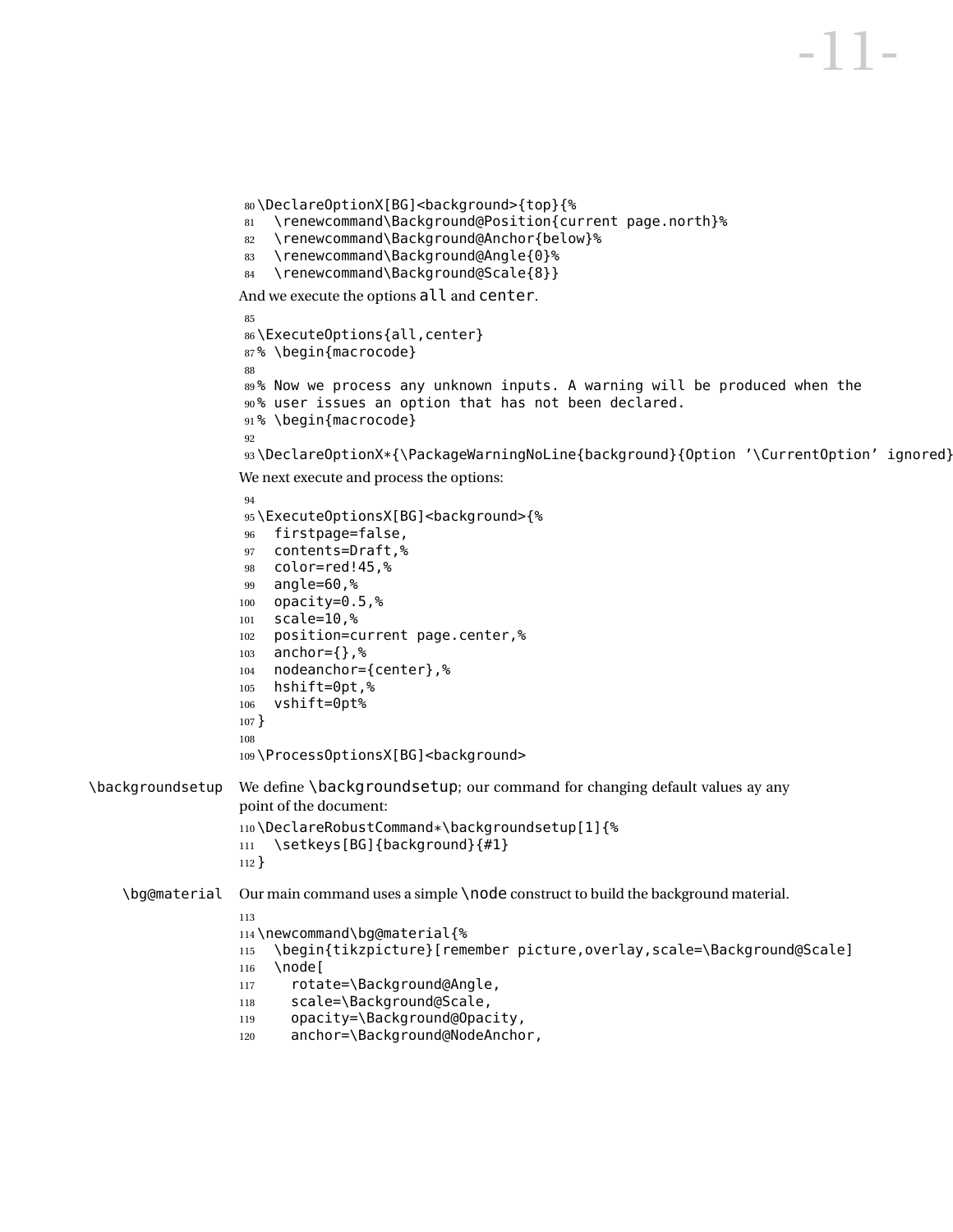```
80 \DeclareOptionX[BG]<background>{top}{%
81   \renewcommand\Background@Position{current page.north}%
82   \renewcommand\Background@Anchor{below}%
83   \renewcommand\Background@Angle{0}%
84   \renewcommand\Background@Scale{8}}
```

And we execute the options all and center.

```
85
86 \ExecuteOptions{all,center}
87 % \begin{macrocode}
88
89 % Now we process any unknown inputs. A warning will be produced when the
90 % user issues an option that has not been declared.
91 % \begin{macrocode}
92
93 \DeclareOptionX*{\PackageWarningNoLine{background}{Option '\CurrentOption' ignored}
```

We next execute and process the options:

```
94
95 \ExecuteOptionsX[BG]<background>{%
96   firstpage=false,
97   contents=Draft,%
98   color=red!45,%
99   angle=60,%
100  opacity=0.5,%
101  scale=10,%
102  position=current page.center,%
103  anchor={},%
104  nodeanchor={center},%
105  hshift=0pt,%
106  vshift=0pt%
107 }
108
109 \ProcessOptionsX[BG]<background>
```

\backgroundsetup We define \backgroundsetup; our command for changing default values ay any point of the document:

```
110 \DeclareRobustCommand*\backgroundsetup[1]{%
111   \setkeys[BG]{background}{#1}
112 }
```

\bg@material Our main command uses a simple \node construct to build the background material.

```
113
114 \newcommand\bg@material{%
115   \begin{tikzpicture}[remember picture,overlay,scale=\Background@Scale]
116   \node[
117     rotate=\Background@Angle,
118     scale=\Background@Scale,
119     opacity=\Background@Opacity,
120     anchor=\Background@NodeAnchor,
```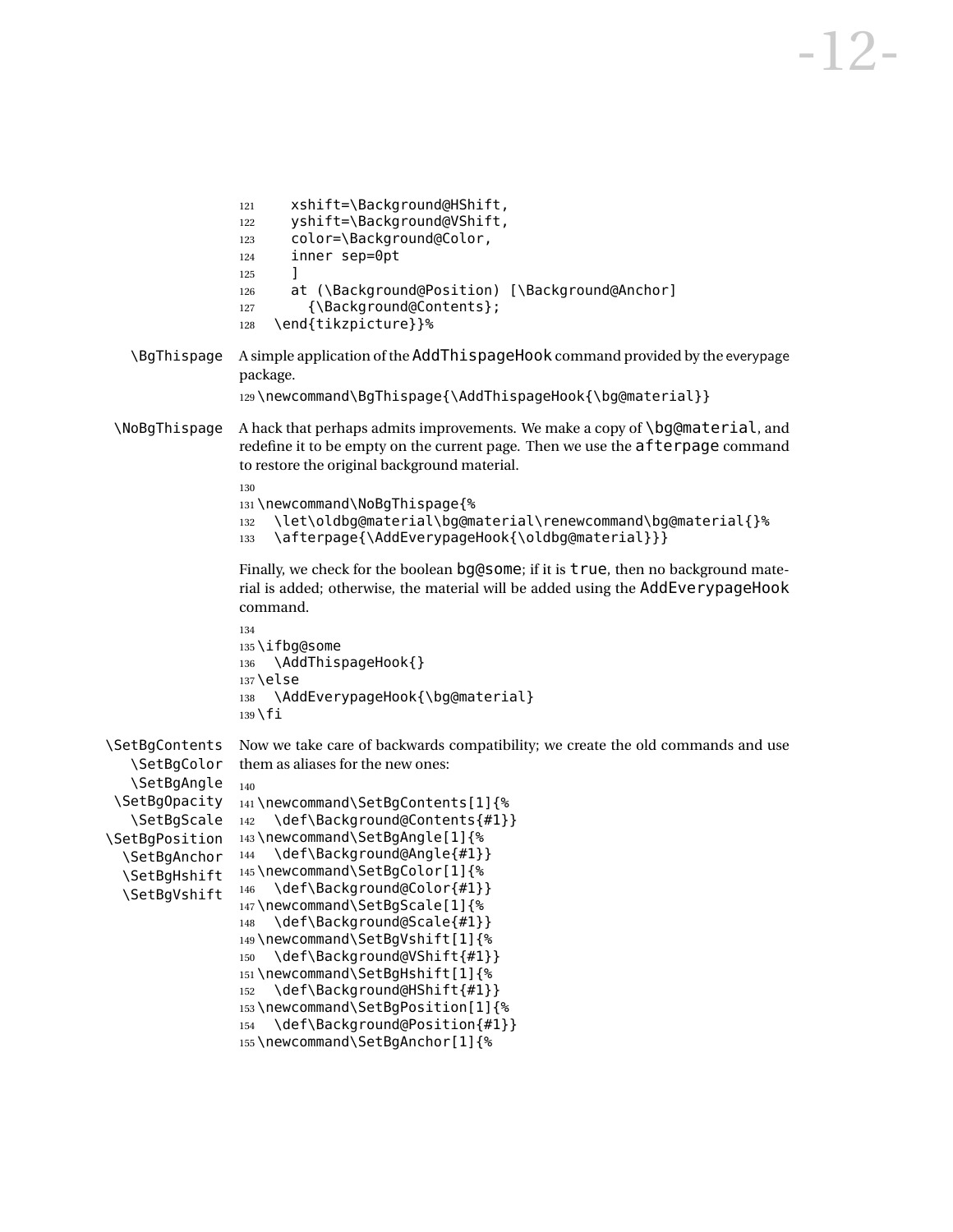```
121    xshift=\Background@HShift,
122    yshift=\Background@VShift,
123    color=\Background@Color,
124    inner sep=0pt
125    ]
126    at (\Background@Position) [\Background@Anchor]
127      {\Background@Contents};
128  \end{tikzpicture}}%
```

\BgThispage A simple application of the AddThispageHook command provided by the everypage package.

```
129 \newcommand\BgThispage{\AddThispageHook{\bg@material}}
```

\NoBgThispage A hack that perhaps admits improvements. We make a copy of \bg@material, and redefine it to be empty on the current page. Then we use the afterpage command to restore the original background material.

```
130
131 \newcommand\NoBgThispage{%
132   \let\oldbg@material\bg@material\renewcommand\bg@material{}%
133   \afterpage{\AddEverypageHook{\oldbg@material}}}
```

Finally, we check for the boolean bg@some; if it is true, then no background material is added; otherwise, the material will be added using the AddEverypageHook command.

```
134
135 \ifbg@some
136   \AddThispageHook{}
137 \else
138   \AddEverypageHook{\bg@material}
139 \fi
```

\SetBgContents \SetBgColor \SetBgAngle \SetBgOpacity \SetBgScale \SetBgPosition \SetBgAnchor \SetBgHshift \SetBgVshift

Now we take care of backwards compatibility; we create the old commands and use them as aliases for the new ones:

```
140
141 \newcommand\SetBgContents[1]{%
142   \def\Background@Contents{#1}}
143 \newcommand\SetBgAngle[1]{%
144   \def\Background@Angle{#1}}
145 \newcommand\SetBgColor[1]{%
146   \def\Background@Color{#1}}
147 \newcommand\SetBgScale[1]{%
148   \def\Background@Scale{#1}}
149 \newcommand\SetBgVshift[1]{%
150   \def\Background@VShift{#1}}
151 \newcommand\SetBgHshift[1]{%
152   \def\Background@HShift{#1}}
153 \newcommand\SetBgPosition[1]{%
154   \def\Background@Position{#1}}
155 \newcommand\SetBgAnchor[1]{%
```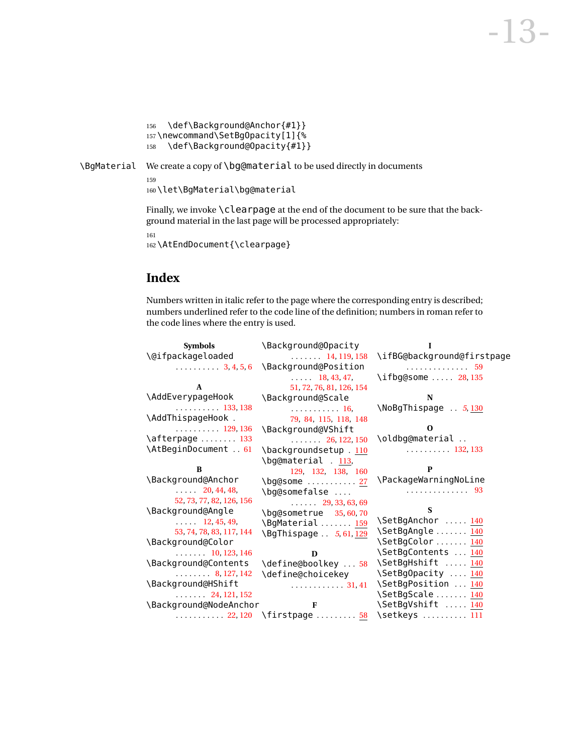```
156   \def\Background@Anchor{#1}}
157 \newcommand\SetBgOpacity[1]{%
158   \def\Background@Opacity{#1}}
```

\BgMaterial We create a copy of \bg@material to be used directly in documents

```
159
160 \let\BgMaterial\bg@material
```

Finally, we invoke \clearpage at the end of the document to be sure that the background material in the last page will be processed appropriately:

```
161
162 \AtEndDocument{\clearpage}
```

## Index

Numbers written in italic refer to the page where the corresponding entry is described; numbers underlined refer to the code line of the definition; numbers in roman refer to the code lines where the entry is used.

**Symbols**

\@ifpackageloaded . . . . . . . . . . 3, 4, 5, 6

**A**

\AddEverypageHook . . . . . . . . . . 133, 138
\AddThispageHook . . . . . . . . . . 129, 136
\afterpage . . . . . . . . 133
\AtBeginDocument . . 61

**B**

\Background@Anchor . . . . . 20, 44, 48, 52, 73, 77, 82, 126, 156
\Background@Angle . . . . . 12, 45, 49, 53, 74, 78, 83, 117, 144
\Background@Color . . . . . . . 10, 123, 146
\Background@Contents . . . . . . . . 8, 127, 142
\Background@HShift . . . . . . . 24, 121, 152
\Background@NodeAnchor . . . . . . . . . . . 22, 120
\Background@Opacity . . . . . . . 14, 119, 158
\Background@Position . . . . . 18, 43, 47, 51, 72, 76, 81, 126, 154
\Background@Scale . . . . . . . . . . . 16, 79, 84, 115, 118, 148
\Background@VShift . . . . . . . 26, 122, 150
\backgroundsetup . 110
\bg@material . 113, 129, 132, 138, 160
\bg@some . . . . . . . . . . . 27
\bg@somefalse . . . . . . . . . . 29, 33, 63, 69
\bg@sometrue 35, 60, 70
\BgMaterial . . . . . . . 159
\BgThispage . . *5*, 61, 129

**D**

\define@boolkey . . . 58
\define@choicekey . . . . . . . . . . . . 31, 41

**F**

\firstpage . . . . . . . . . 58

**I**

\ifBG@background@firstpage . . . . . . . . . . . . . . 59
\ifbg@some . . . . . 28, 135

**N**

\NoBgThispage . . *5*, 130

**O**

\oldbg@material . . . . . . . . . . . . 132, 133

**P**

\PackageWarningNoLine . . . . . . . . . . . . . . 93

**S**

\SetBgAnchor . . . . . 140
\SetBgAngle . . . . . . . 140
\SetBgColor . . . . . . . 140
\SetBgContents . . . 140
\SetBgHshift . . . . . 140
\SetBgOpacity . . . . 140
\SetBgPosition . . . 140
\SetBgScale . . . . . . . 140
\SetBgVshift . . . . . 140
\setkeys . . . . . . . . . . 111